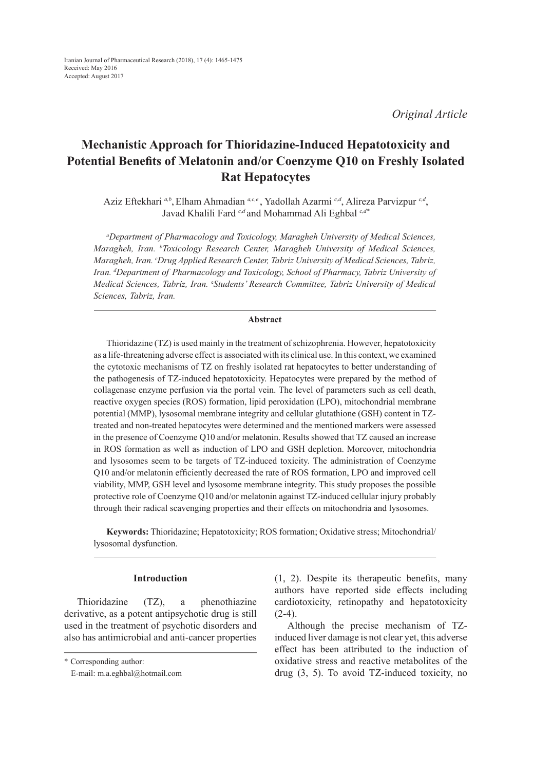Iranian Journal of Pharmaceutical Research (2018), 17 (4): 1465-1475
Received: May 2016
Accepted: August 2017

*Original Article*

# Mechanistic Approach for Thioridazine-Induced Hepatotoxicity and Potential Benefits of Melatonin and/or Coenzyme Q10 on Freshly Isolated Rat Hepatocytes

Aziz Eftekhari [a,b], Elham Ahmadian [a,c,e], Yadollah Azarmi [c,d], Alireza Parvizpur [c,d], Javad Khalili Fard [c,d] and Mohammad Ali Eghbal [c,d*]

*[a]Department of Pharmacology and Toxicology, Maragheh University of Medical Sciences, Maragheh, Iran. [b]Toxicology Research Center, Maragheh University of Medical Sciences, Maragheh, Iran. [c]Drug Applied Research Center, Tabriz University of Medical Sciences, Tabriz, Iran. [d]Department of Pharmacology and Toxicology, School of Pharmacy, Tabriz University of Medical Sciences, Tabriz, Iran. [e]Students' Research Committee, Tabriz University of Medical Sciences, Tabriz, Iran.*

## Abstract

Thioridazine (TZ) is used mainly in the treatment of schizophrenia. However, hepatotoxicity as a life-threatening adverse effect is associated with its clinical use. In this context, we examined the cytotoxic mechanisms of TZ on freshly isolated rat hepatocytes to better understanding of the pathogenesis of TZ-induced hepatotoxicity. Hepatocytes were prepared by the method of collagenase enzyme perfusion via the portal vein. The level of parameters such as cell death, reactive oxygen species (ROS) formation, lipid peroxidation (LPO), mitochondrial membrane potential (MMP), lysosomal membrane integrity and cellular glutathione (GSH) content in TZ-treated and non-treated hepatocytes were determined and the mentioned markers were assessed in the presence of Coenzyme Q10 and/or melatonin. Results showed that TZ caused an increase in ROS formation as well as induction of LPO and GSH depletion. Moreover, mitochondria and lysosomes seem to be targets of TZ-induced toxicity. The administration of Coenzyme Q10 and/or melatonin efficiently decreased the rate of ROS formation, LPO and improved cell viability, MMP, GSH level and lysosome membrane integrity. This study proposes the possible protective role of Coenzyme Q10 and/or melatonin against TZ-induced cellular injury probably through their radical scavenging properties and their effects on mitochondria and lysosomes.

**Keywords:** Thioridazine; Hepatotoxicity; ROS formation; Oxidative stress; Mitochondrial/lysosomal dysfunction.

## Introduction

Thioridazine (TZ), a phenothiazine derivative, as a potent antipsychotic drug is still used in the treatment of psychotic disorders and also has antimicrobial and anti-cancer properties (1, 2). Despite its therapeutic benefits, many authors have reported side effects including cardiotoxicity, retinopathy and hepatotoxicity (2-4).

Although the precise mechanism of TZ-induced liver damage is not clear yet, this adverse effect has been attributed to the induction of oxidative stress and reactive metabolites of the drug (3, 5). To avoid TZ-induced toxicity, no

\* Corresponding author:
E-mail: m.a.eghbal@hotmail.com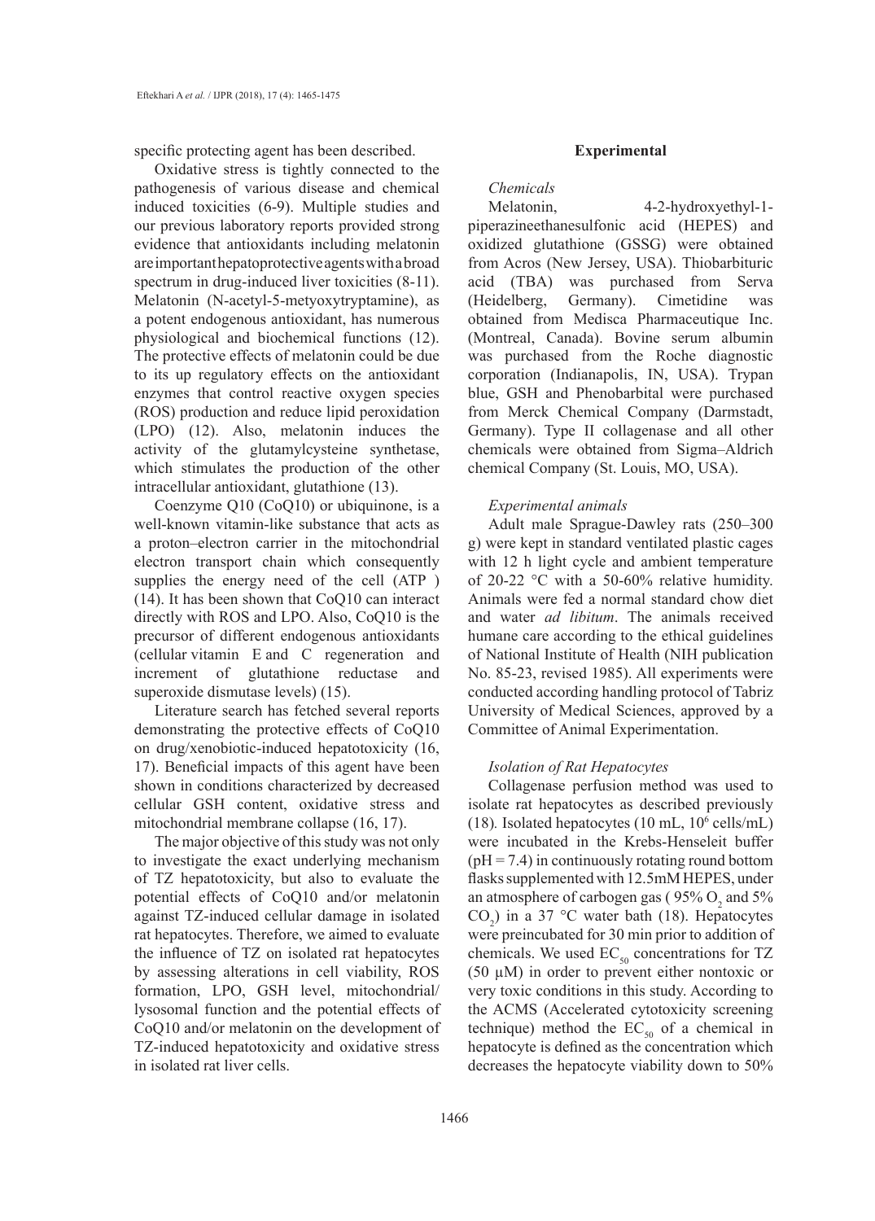specific protecting agent has been described.

Oxidative stress is tightly connected to the pathogenesis of various disease and chemical induced toxicities (6-9). Multiple studies and our previous laboratory reports provided strong evidence that antioxidants including melatonin are important hepatoprotective agents with a broad spectrum in drug-induced liver toxicities (8-11). Melatonin (N-acetyl-5-metyoxytryptamine), as a potent endogenous antioxidant, has numerous physiological and biochemical functions (12). The protective effects of melatonin could be due to its up regulatory effects on the antioxidant enzymes that control reactive oxygen species (ROS) production and reduce lipid peroxidation (LPO) (12). Also, melatonin induces the activity of the glutamylcysteine synthetase, which stimulates the production of the other intracellular antioxidant, glutathione (13).

Coenzyme Q10 (CoQ10) or ubiquinone, is a well-known vitamin-like substance that acts as a proton–electron carrier in the mitochondrial electron transport chain which consequently supplies the energy need of the cell (ATP ) (14). It has been shown that CoQ10 can interact directly with ROS and LPO. Also, CoQ10 is the precursor of different endogenous antioxidants (cellular vitamin E and C regeneration and increment of glutathione reductase and superoxide dismutase levels) (15).

Literature search has fetched several reports demonstrating the protective effects of CoQ10 on drug/xenobiotic-induced hepatotoxicity (16, 17). Beneficial impacts of this agent have been shown in conditions characterized by decreased cellular GSH content, oxidative stress and mitochondrial membrane collapse (16, 17).

The major objective of this study was not only to investigate the exact underlying mechanism of TZ hepatotoxicity, but also to evaluate the potential effects of CoQ10 and/or melatonin against TZ-induced cellular damage in isolated rat hepatocytes. Therefore, we aimed to evaluate the influence of TZ on isolated rat hepatocytes by assessing alterations in cell viability, ROS formation, LPO, GSH level, mitochondrial/lysosomal function and the potential effects of CoQ10 and/or melatonin on the development of TZ-induced hepatotoxicity and oxidative stress in isolated rat liver cells.

## Experimental

### *Chemicals*

Melatonin, 4-2-hydroxyethyl-1-piperazineethanesulfonic acid (HEPES) and oxidized glutathione (GSSG) were obtained from Acros (New Jersey, USA). Thiobarbituric acid (TBA) was purchased from Serva (Heidelberg, Germany). Cimetidine was obtained from Medisca Pharmaceutique Inc. (Montreal, Canada). Bovine serum albumin was purchased from the Roche diagnostic corporation (Indianapolis, IN, USA). Trypan blue, GSH and Phenobarbital were purchased from Merck Chemical Company (Darmstadt, Germany). Type II collagenase and all other chemicals were obtained from Sigma–Aldrich chemical Company (St. Louis, MO, USA).

### *Experimental animals*

Adult male Sprague-Dawley rats (250–300 g) were kept in standard ventilated plastic cages with 12 h light cycle and ambient temperature of 20-22 °C with a 50-60% relative humidity. Animals were fed a normal standard chow diet and water *ad libitum*. The animals received humane care according to the ethical guidelines of National Institute of Health (NIH publication No. 85-23, revised 1985). All experiments were conducted according handling protocol of Tabriz University of Medical Sciences, approved by a Committee of Animal Experimentation.

### *Isolation of Rat Hepatocytes*

Collagenase perfusion method was used to isolate rat hepatocytes as described previously (18)*.* Isolated hepatocytes (10 mL, $10^6$ cells/mL) were incubated in the Krebs-Henseleit buffer (pH = 7.4) in continuously rotating round bottom flasks supplemented with 12.5mM HEPES, under an atmosphere of carbogen gas ( 95% $O_2$ and 5% $CO_2$) in a 37 °C water bath (18). Hepatocytes were preincubated for 30 min prior to addition of chemicals. We used $EC_{50}$ concentrations for TZ (50 µM) in order to prevent either nontoxic or very toxic conditions in this study. According to the ACMS (Accelerated cytotoxicity screening technique) method the $EC_{50}$ of a chemical in hepatocyte is defined as the concentration which decreases the hepatocyte viability down to 50%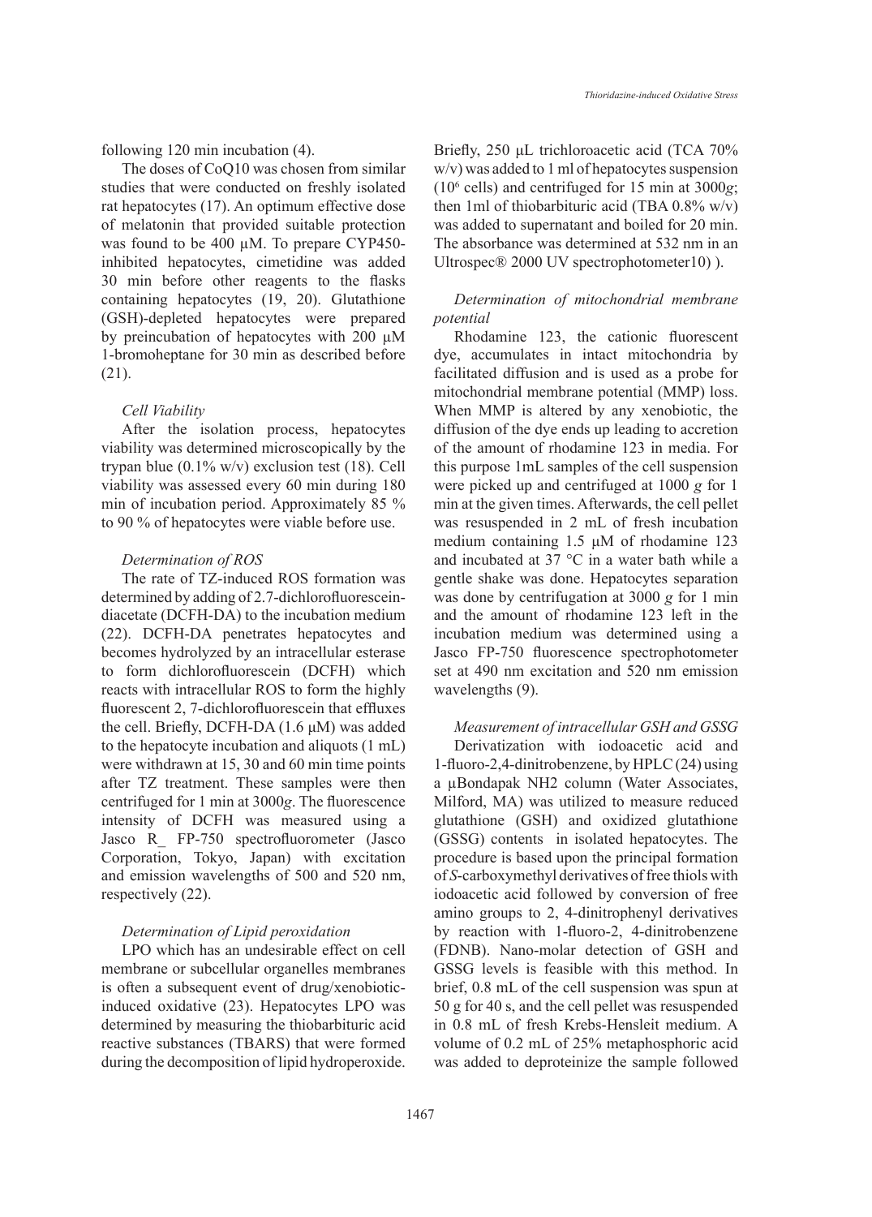following 120 min incubation (4).

The doses of CoQ10 was chosen from similar studies that were conducted on freshly isolated rat hepatocytes (17). An optimum effective dose of melatonin that provided suitable protection was found to be 400 µM. To prepare CYP450-inhibited hepatocytes, cimetidine was added 30 min before other reagents to the flasks containing hepatocytes (19, 20). Glutathione (GSH)-depleted hepatocytes were prepared by preincubation of hepatocytes with 200 µM 1-bromoheptane for 30 min as described before (21).

*Cell Viability*

After the isolation process, hepatocytes viability was determined microscopically by the trypan blue (0.1% w/v) exclusion test (18). Cell viability was assessed every 60 min during 180 min of incubation period. Approximately 85 % to 90 % of hepatocytes were viable before use.

*Determination of ROS*

The rate of TZ-induced ROS formation was determined by adding of 2.7-dichlorofluorescein-diacetate (DCFH-DA) to the incubation medium (22). DCFH-DA penetrates hepatocytes and becomes hydrolyzed by an intracellular esterase to form dichlorofluorescein (DCFH) which reacts with intracellular ROS to form the highly fluorescent 2, 7-dichlorofluorescein that effluxes the cell. Briefly, DCFH-DA (1.6 µM) was added to the hepatocyte incubation and aliquots (1 mL) were withdrawn at 15, 30 and 60 min time points after TZ treatment. These samples were then centrifuged for 1 min at 3000*g*. The fluorescence intensity of DCFH was measured using a Jasco R_ FP-750 spectrofluorometer (Jasco Corporation, Tokyo, Japan) with excitation and emission wavelengths of 500 and 520 nm, respectively (22).

*Determination of Lipid peroxidation*

LPO which has an undesirable effect on cell membrane or subcellular organelles membranes is often a subsequent event of drug/xenobiotic-induced oxidative (23). Hepatocytes LPO was determined by measuring the thiobarbituric acid reactive substances (TBARS) that were formed during the decomposition of lipid hydroperoxide. Briefly, 250 µL trichloroacetic acid (TCA 70% w/v) was added to 1 ml of hepatocytes suspension ($10^6$ cells) and centrifuged for 15 min at 3000*g*; then 1ml of thiobarbituric acid (TBA 0.8% w/v) was added to supernatant and boiled for 20 min. The absorbance was determined at 532 nm in an Ultrospec® 2000 UV spectrophotometer10) ).

*Determination of mitochondrial membrane potential*

Rhodamine 123, the cationic fluorescent dye, accumulates in intact mitochondria by facilitated diffusion and is used as a probe for mitochondrial membrane potential (MMP) loss. When MMP is altered by any xenobiotic, the diffusion of the dye ends up leading to accretion of the amount of rhodamine 123 in media. For this purpose 1mL samples of the cell suspension were picked up and centrifuged at 1000 *g* for 1 min at the given times. Afterwards, the cell pellet was resuspended in 2 mL of fresh incubation medium containing 1.5 µM of rhodamine 123 and incubated at 37 °C in a water bath while a gentle shake was done. Hepatocytes separation was done by centrifugation at 3000 *g* for 1 min and the amount of rhodamine 123 left in the incubation medium was determined using a Jasco FP-750 fluorescence spectrophotometer set at 490 nm excitation and 520 nm emission wavelengths (9).

*Measurement of intracellular GSH and GSSG*

Derivatization with iodoacetic acid and 1-fluoro-2,4-dinitrobenzene, by HPLC (24) using a µBondapak NH2 column (Water Associates, Milford, MA) was utilized to measure reduced glutathione (GSH) and oxidized glutathione (GSSG) contents in isolated hepatocytes. The procedure is based upon the principal formation of *S*-carboxymethyl derivatives of free thiols with iodoacetic acid followed by conversion of free amino groups to 2, 4-dinitrophenyl derivatives by reaction with 1-fluoro-2, 4-dinitrobenzene (FDNB). Nano-molar detection of GSH and GSSG levels is feasible with this method. In brief, 0.8 mL of the cell suspension was spun at 50 g for 40 s, and the cell pellet was resuspended in 0.8 mL of fresh Krebs-Hensleit medium. A volume of 0.2 mL of 25% metaphosphoric acid was added to deproteinize the sample followed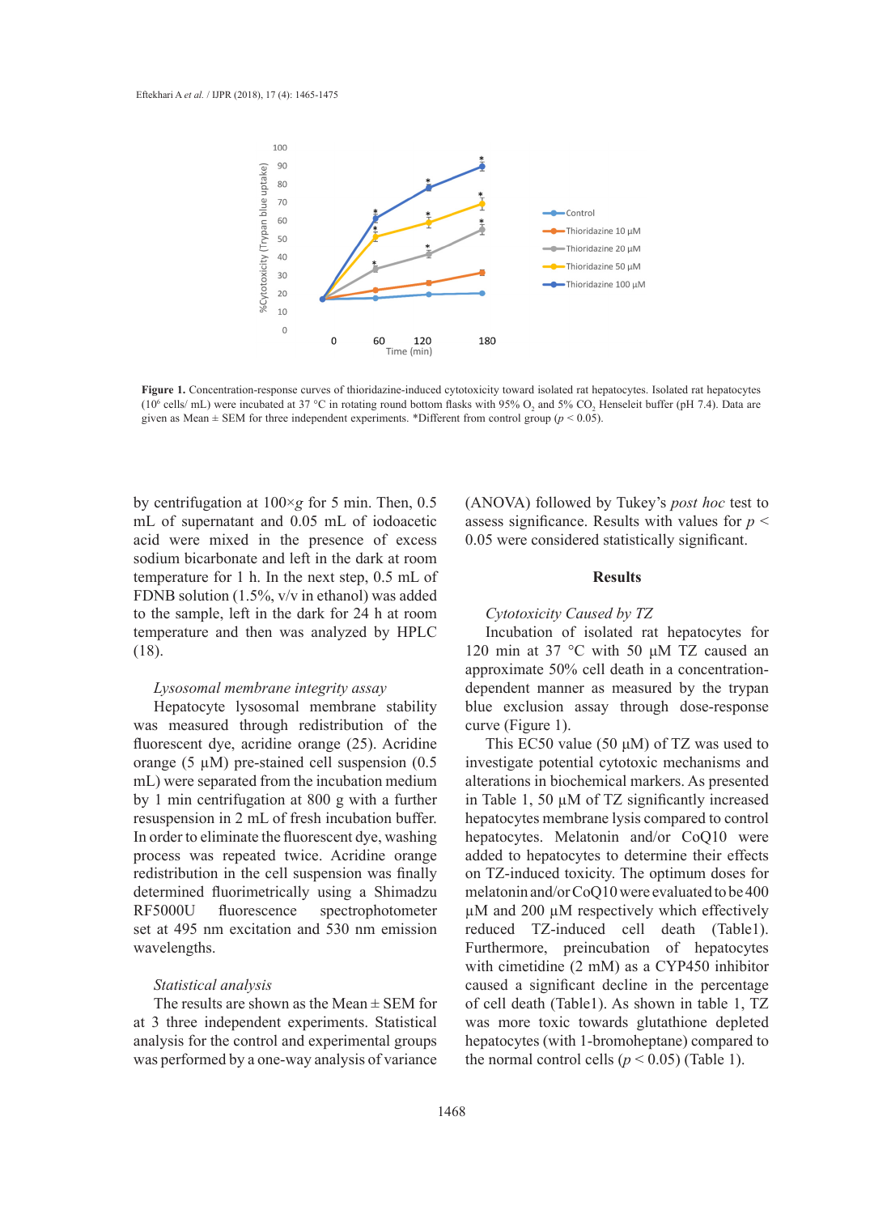Figure 1. Concentration-response curves of thioridazine-induced cytotoxicity toward isolated rat hepatocytes. Isolated rat hepatocytes ($10^6$ cells/ mL) were incubated at 37 °C in rotating round bottom flasks with 95% $O_2$ and 5% $CO_2$ Henseleit buffer (pH 7.4). Data are given as Mean ± SEM for three independent experiments. *Different from control group ($p < 0.05$).

by centrifugation at 100×*g* for 5 min. Then, 0.5 mL of supernatant and 0.05 mL of iodoacetic acid were mixed in the presence of excess sodium bicarbonate and left in the dark at room temperature for 1 h. In the next step, 0.5 mL of FDNB solution (1.5%, v/v in ethanol) was added to the sample, left in the dark for 24 h at room temperature and then was analyzed by HPLC (18).

*Lysosomal membrane integrity assay*

Hepatocyte lysosomal membrane stability was measured through redistribution of the fluorescent dye, acridine orange (25). Acridine orange (5 µM) pre-stained cell suspension (0.5 mL) were separated from the incubation medium by 1 min centrifugation at 800 g with a further resuspension in 2 mL of fresh incubation buffer. In order to eliminate the fluorescent dye, washing process was repeated twice. Acridine orange redistribution in the cell suspension was finally determined fluorimetrically using a Shimadzu RF5000U fluorescence spectrophotometer set at 495 nm excitation and 530 nm emission wavelengths.

*Statistical analysis*

The results are shown as the Mean ± SEM for at 3 three independent experiments. Statistical analysis for the control and experimental groups was performed by a one-way analysis of variance (ANOVA) followed by Tukey's *post hoc* test to assess significance. Results with values for $p < 0.05$ were considered statistically significant.

## Results

*Cytotoxicity Caused by TZ*

Incubation of isolated rat hepatocytes for 120 min at 37 °C with 50 µM TZ caused an approximate 50% cell death in a concentration-dependent manner as measured by the trypan blue exclusion assay through dose-response curve (Figure 1).

This EC50 value (50 µM) of TZ was used to investigate potential cytotoxic mechanisms and alterations in biochemical markers. As presented in Table 1, 50 µM of TZ significantly increased hepatocytes membrane lysis compared to control hepatocytes. Melatonin and/or CoQ10 were added to hepatocytes to determine their effects on TZ-induced toxicity. The optimum doses for melatonin and/or CoQ10 were evaluated to be 400 µM and 200 µM respectively which effectively reduced TZ-induced cell death (Table1). Furthermore, preincubation of hepatocytes with cimetidine (2 mM) as a CYP450 inhibitor caused a significant decline in the percentage of cell death (Table1). As shown in table 1, TZ was more toxic towards glutathione depleted hepatocytes (with 1-bromoheptane) compared to the normal control cells ($p < 0.05$) (Table 1).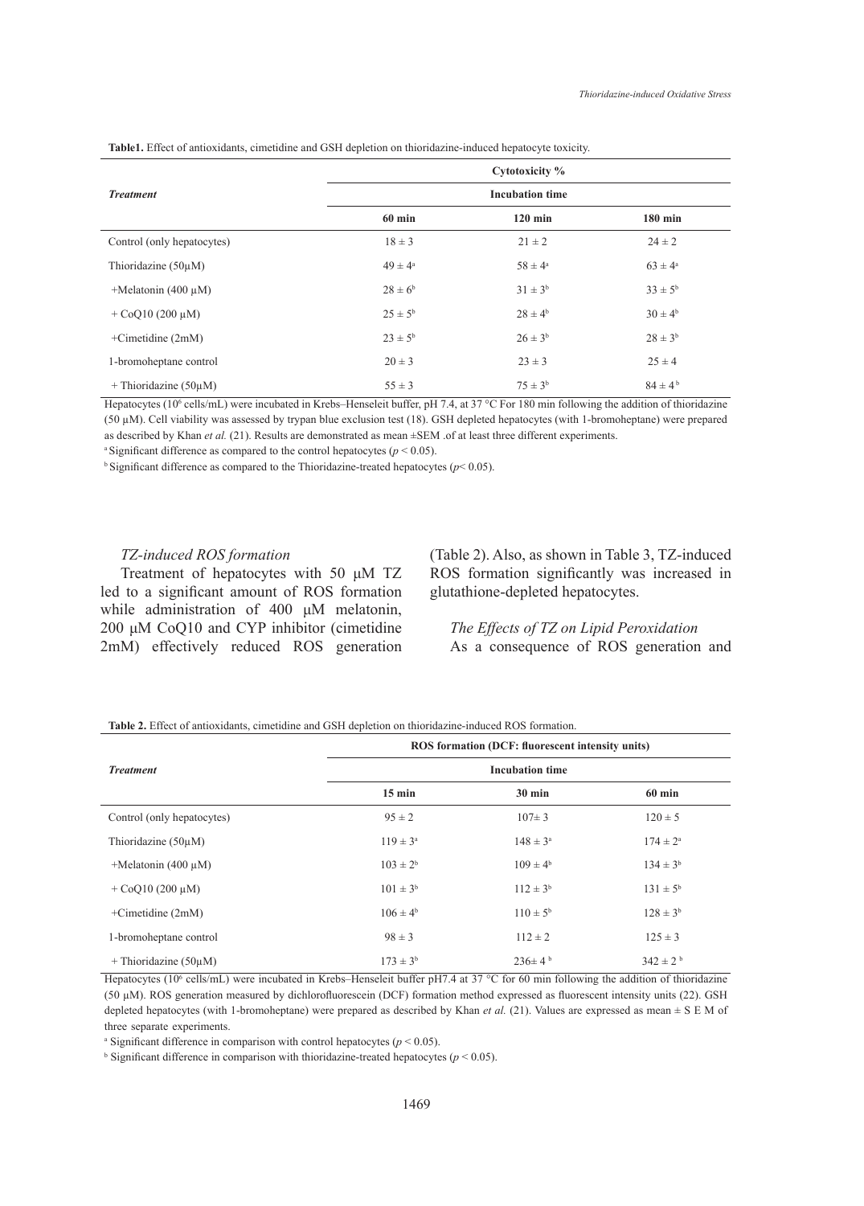**Table1.** Effect of antioxidants, cimetidine and GSH depletion on thioridazine-induced hepatocyte toxicity.

| *Treatment* | Cytotoxicity % | | |
|---|---|---|---|
| | Incubation time | | |
| | 60 min | 120 min | 180 min |
| Control (only hepatocytes) | 18 ± 3 | 21 ± 2 | 24 ± 2 |
| Thioridazine (50µM) | 49 ± 4[a] | 58 ± 4[a] | 63 ± 4[a] |
| +Melatonin (400 µM) | 28 ± 6[b] | 31 ± 3[b] | 33 ± 5[b] |
| + CoQ10 (200 µM) | 25 ± 5[b] | 28 ± 4[b] | 30 ± 4[b] |
| +Cimetidine (2mM) | 23 ± 5[b] | 26 ± 3[b] | 28 ± 3[b] |
| 1-bromoheptane control | 20 ± 3 | 23 ± 3 | 25 ± 4 |
| + Thioridazine (50µM) | 55 ± 3 | 75 ± 3[b] | 84 ± 4[b] |

Hepatocytes ($10^6$ cells/mL) were incubated in Krebs–Henseleit buffer, pH 7.4, at 37 °C For 180 min following the addition of thioridazine (50 µM). Cell viability was assessed by trypan blue exclusion test (18). GSH depleted hepatocytes (with 1-bromoheptane) were prepared as described by Khan *et al.* (21). Results are demonstrated as mean ±SEM .of at least three different experiments.

[a] Significant difference as compared to the control hepatocytes ($p < 0.05$).

[b] Significant difference as compared to the Thioridazine-treated hepatocytes ($p < 0.05$).

*TZ-induced ROS formation*

Treatment of hepatocytes with 50 µM TZ led to a significant amount of ROS formation while administration of 400 µM melatonin, 200 µM CoQ10 and CYP inhibitor (cimetidine 2mM) effectively reduced ROS generation (Table 2). Also, as shown in Table 3, TZ-induced ROS formation significantly was increased in glutathione-depleted hepatocytes.

*The Effects of TZ on Lipid Peroxidation*

As a consequence of ROS generation and

**Table 2.** Effect of antioxidants, cimetidine and GSH depletion on thioridazine-induced ROS formation.

| *Treatment* | ROS formation (DCF: fluorescent intensity units) | | |
|---|---|---|---|
| | Incubation time | | |
| | 15 min | 30 min | 60 min |
| Control (only hepatocytes) | 95 ± 2 | 107± 3 | 120 ± 5 |
| Thioridazine (50µM) | 119 ± 3[a] | 148 ± 3[a] | 174 ± 2[a] |
| +Melatonin (400 µM) | 103 ± 2[b] | 109 ± 4[b] | 134 ± 3[b] |
| + CoQ10 (200 µM) | 101 ± 3[b] | 112 ± 3[b] | 131 ± 5[b] |
| +Cimetidine (2mM) | 106 ± 4[b] | 110 ± 5[b] | 128 ± 3[b] |
| 1-bromoheptane control | 98 ± 3 | 112 ± 2 | 125 ± 3 |
| + Thioridazine (50µM) | 173 ± 3[b] | 236± 4[b] | 342 ± 2[b] |

Hepatocytes ($10^6$ cells/mL) were incubated in Krebs–Henseleit buffer pH7.4 at 37 °C for 60 min following the addition of thioridazine (50 µM). ROS generation measured by dichlorofluorescein (DCF) formation method expressed as fluorescent intensity units (22). GSH depleted hepatocytes (with 1-bromoheptane) were prepared as described by Khan *et al.* (21). Values are expressed as mean ± S E M of three separate experiments.

[a] Significant difference in comparison with control hepatocytes ($p < 0.05$).

[b] Significant difference in comparison with thioridazine-treated hepatocytes ($p < 0.05$).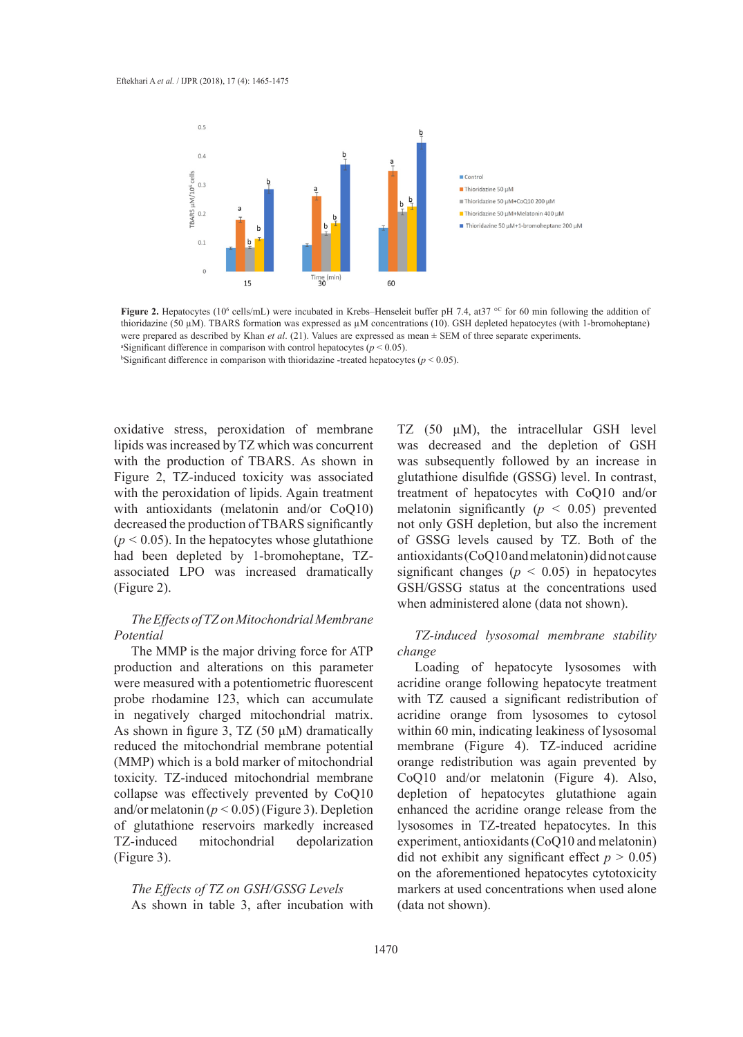**Figure 2.** Hepatocytes ($10^6$ cells/mL) were incubated in Krebs–Henseleit buffer pH 7.4, at37 $^{oC}$ for 60 min following the addition of thioridazine (50 µM). TBARS formation was expressed as µM concentrations (10). GSH depleted hepatocytes (with 1-bromoheptane) were prepared as described by Khan *et al.* (21). Values are expressed as mean ± SEM of three separate experiments.
[a]Significant difference in comparison with control hepatocytes ($p < 0.05$).
[b]Significant difference in comparison with thioridazine -treated hepatocytes ($p < 0.05$).

oxidative stress, peroxidation of membrane lipids was increased by TZ which was concurrent with the production of TBARS. As shown in Figure 2, TZ-induced toxicity was associated with the peroxidation of lipids. Again treatment with antioxidants (melatonin and/or CoQ10) decreased the production of TBARS significantly ($p < 0.05$). In the hepatocytes whose glutathione had been depleted by 1-bromoheptane, TZ-associated LPO was increased dramatically (Figure 2).

*The Effects of TZ on Mitochondrial Membrane Potential*

The MMP is the major driving force for ATP production and alterations on this parameter were measured with a potentiometric fluorescent probe rhodamine 123, which can accumulate in negatively charged mitochondrial matrix. As shown in figure 3, TZ (50 µM) dramatically reduced the mitochondrial membrane potential (MMP) which is a bold marker of mitochondrial toxicity. TZ-induced mitochondrial membrane collapse was effectively prevented by CoQ10 and/or melatonin ($p < 0.05$) (Figure 3). Depletion of glutathione reservoirs markedly increased TZ-induced mitochondrial depolarization (Figure 3).

*The Effects of TZ on GSH/GSSG Levels*

As shown in table 3, after incubation with TZ (50 µM), the intracellular GSH level was decreased and the depletion of GSH was subsequently followed by an increase in glutathione disulfide (GSSG) level. In contrast, treatment of hepatocytes with CoQ10 and/or melatonin significantly ($p < 0.05$) prevented not only GSH depletion, but also the increment of GSSG levels caused by TZ. Both of the antioxidants (CoQ10 and melatonin) did not cause significant changes ($p < 0.05$) in hepatocytes GSH/GSSG status at the concentrations used when administered alone (data not shown).

*TZ-induced lysosomal membrane stability change*

Loading of hepatocyte lysosomes with acridine orange following hepatocyte treatment with TZ caused a significant redistribution of acridine orange from lysosomes to cytosol within 60 min, indicating leakiness of lysosomal membrane (Figure 4). TZ-induced acridine orange redistribution was again prevented by CoQ10 and/or melatonin (Figure 4). Also, depletion of hepatocytes glutathione again enhanced the acridine orange release from the lysosomes in TZ-treated hepatocytes. In this experiment, antioxidants (CoQ10 and melatonin) did not exhibit any significant effect $p > 0.05$) on the aforementioned hepatocytes cytotoxicity markers at used concentrations when used alone (data not shown).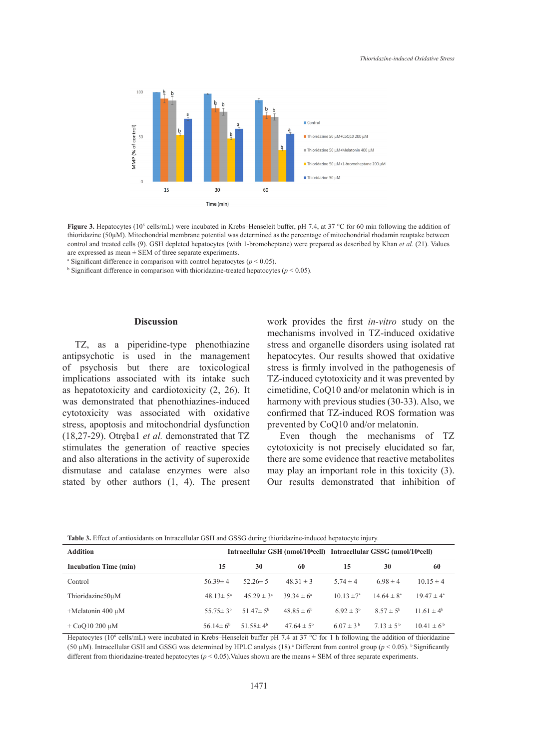**Figure 3.** Hepatocytes ($10^6$ cells/mL) were incubated in Krebs–Henseleit buffer, pH 7.4, at 37 °C for 60 min following the addition of thioridazine (50µM). Mitochondrial membrane potential was determined as the percentage of mitochondrial rhodamin reuptake between control and treated cells (9). GSH depleted hepatocytes (with 1-bromoheptane) were prepared as described by Khan *et al.* (21). Values are expressed as mean ± SEM of three separate experiments.

[a] Significant difference in comparison with control hepatocytes ($p < 0.05$).

[b] Significant difference in comparison with thioridazine-treated hepatocytes ($p < 0.05$).

## Discussion

TZ, as a piperidine-type phenothiazine antipsychotic is used in the management of psychosis but there are toxicological implications associated with its intake such as hepatotoxicity and cardiotoxicity (2, 26). It was demonstrated that phenothiazines-induced cytotoxicity was associated with oxidative stress, apoptosis and mitochondrial dysfunction (18,27-29). Otręba1 *et al.* demonstrated that TZ stimulates the generation of reactive species and also alterations in the activity of superoxide dismutase and catalase enzymes were also stated by other authors (1, 4). The present work provides the first *in-vitro* study on the mechanisms involved in TZ-induced oxidative stress and organelle disorders using isolated rat hepatocytes. Our results showed that oxidative stress is firmly involved in the pathogenesis of TZ-induced cytotoxicity and it was prevented by cimetidine, CoQ10 and/or melatonin which is in harmony with previous studies (30-33). Also, we confirmed that TZ-induced ROS formation was prevented by CoQ10 and/or melatonin.

Even though the mechanisms of TZ cytotoxicity is not precisely elucidated so far, there are some evidence that reactive metabolites may play an important role in this toxicity (3). Our results demonstrated that inhibition of

**Table 3.** Effect of antioxidants on Intracellular GSH and GSSG during thioridazine-induced hepatocyte injury.

| Addition | Intracellular GSH (nmol/$10^6$cell) | | | Intracellular GSSG (nmol/$10^6$cell) | | |
|---|---|---|---|---|---|---|
| **Incubation Time (min)** | **15** | **30** | **60** | **15** | **30** | **60** |
| Control | 56.39± 4 | 52.26± 5 | 48.31 ± 3 | 5.74 ± 4 | 6.98 ± 4 | 10.15 ± 4 |
| Thioridazine50µM | 48.13± 5[a] | 45.29 ± 3[a] | 39.34 ± 6[a] | 10.13 ±7[*] | 14.64 ± 8[*] | 19.47 ± 4[*] |
| +Melatonin 400 µM | 55.75± 3[b] | 51.47± 5[b] | 48.85 ± 6[b] | 6.92 ± 3[b] | 8.57 ± 5[b] | 11.61 ± 4[b] |
| + CoQ10 200 µM | 56.14± 6[b] | 51.58± 4[b] | 47.64 ± 5[b] | 6.07 ± 3[b] | 7.13 ± 5[b] | 10.41 ± 6[b] |

Hepatocytes ($10^6$ cells/mL) were incubated in Krebs–Henseleit buffer pH 7.4 at 37 °C for 1 h following the addition of thioridazine (50 µM). Intracellular GSH and GSSG was determined by HPLC analysis (18).[a] Different from control group ($p < 0.05$). [b] Significantly different from thioridazine-treated hepatocytes ($p < 0.05$). Values shown are the means ± SEM of three separate experiments.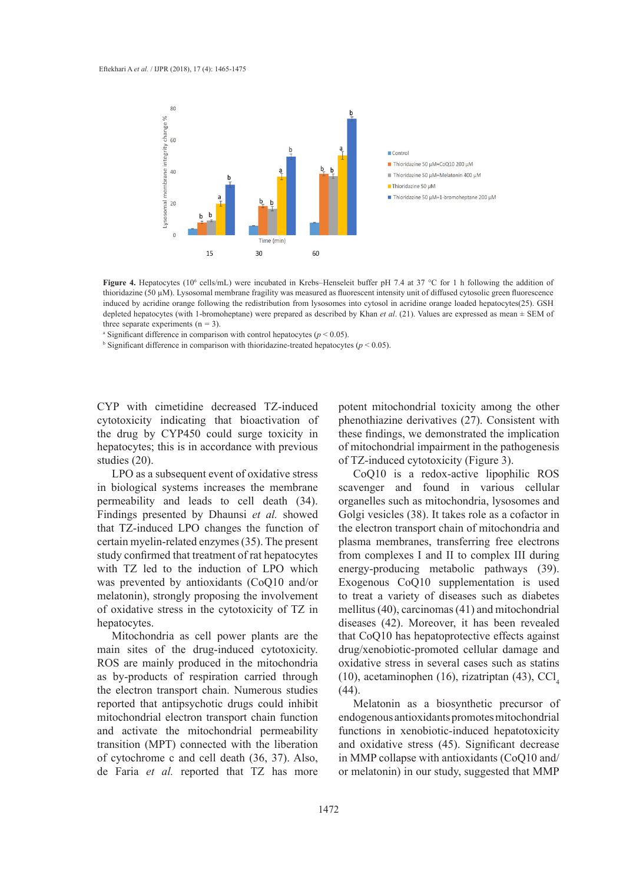Figure 4. Hepatocytes ($10^6$ cells/mL) were incubated in Krebs–Henseleit buffer pH 7.4 at 37 °C for 1 h following the addition of thioridazine (50 µM). Lysosomal membrane fragility was measured as fluorescent intensity unit of diffused cytosolic green fluorescence induced by acridine orange following the redistribution from lysosomes into cytosol in acridine orange loaded hepatocytes(25). GSH depleted hepatocytes (with 1-bromoheptane) were prepared as described by Khan *et al*. (21). Values are expressed as mean ± SEM of three separate experiments (n = 3).

[a] Significant difference in comparison with control hepatocytes ($p < 0.05$).

[b] Significant difference in comparison with thioridazine-treated hepatocytes ($p < 0.05$).

CYP with cimetidine decreased TZ-induced cytotoxicity indicating that bioactivation of the drug by CYP450 could surge toxicity in hepatocytes; this is in accordance with previous studies (20).

LPO as a subsequent event of oxidative stress in biological systems increases the membrane permeability and leads to cell death (34). Findings presented by Dhaunsi *et al.* showed that TZ-induced LPO changes the function of certain myelin-related enzymes (35). The present study confirmed that treatment of rat hepatocytes with TZ led to the induction of LPO which was prevented by antioxidants (CoQ10 and/or melatonin), strongly proposing the involvement of oxidative stress in the cytotoxicity of TZ in hepatocytes.

Mitochondria as cell power plants are the main sites of the drug-induced cytotoxicity. ROS are mainly produced in the mitochondria as by-products of respiration carried through the electron transport chain. Numerous studies reported that antipsychotic drugs could inhibit mitochondrial electron transport chain function and activate the mitochondrial permeability transition (MPT) connected with the liberation of cytochrome c and cell death (36, 37). Also, de Faria *et al.* reported that TZ has more potent mitochondrial toxicity among the other phenothiazine derivatives (27). Consistent with these findings, we demonstrated the implication of mitochondrial impairment in the pathogenesis of TZ-induced cytotoxicity (Figure 3).

CoQ10 is a redox-active lipophilic ROS scavenger and found in various cellular organelles such as mitochondria, lysosomes and Golgi vesicles (38). It takes role as a cofactor in the electron transport chain of mitochondria and plasma membranes, transferring free electrons from complexes I and II to complex III during energy-producing metabolic pathways (39). Exogenous CoQ10 supplementation is used to treat a variety of diseases such as diabetes mellitus (40), carcinomas (41) and mitochondrial diseases (42). Moreover, it has been revealed that CoQ10 has hepatoprotective effects against drug/xenobiotic-promoted cellular damage and oxidative stress in several cases such as statins (10), acetaminophen (16), rizatriptan (43), $CCl_4$ (44).

Melatonin as a biosynthetic precursor of endogenous antioxidants promotes mitochondrial functions in xenobiotic-induced hepatotoxicity and oxidative stress (45). Significant decrease in MMP collapse with antioxidants (CoQ10 and/or melatonin) in our study, suggested that MMP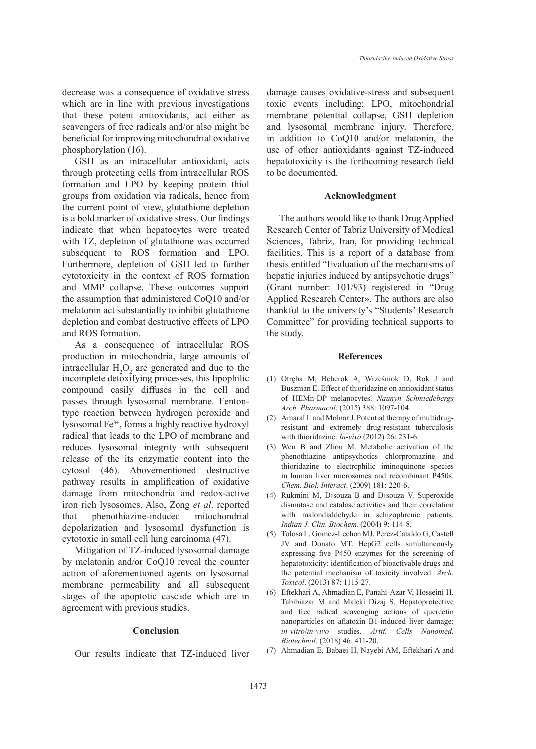decrease was a consequence of oxidative stress which are in line with previous investigations that these potent antioxidants, act either as scavengers of free radicals and/or also might be beneficial for improving mitochondrial oxidative phosphorylation (16).

GSH as an intracellular antioxidant, acts through protecting cells from intracellular ROS formation and LPO by keeping protein thiol groups from oxidation via radicals, hence from the current point of view, glutathione depletion is a bold marker of oxidative stress. Our findings indicate that when hepatocytes were treated with TZ, depletion of glutathione was occurred subsequent to ROS formation and LPO. Furthermore, depletion of GSH led to further cytotoxicity in the context of ROS formation and MMP collapse. These outcomes support the assumption that administered CoQ10 and/or melatonin act substantially to inhibit glutathione depletion and combat destructive effects of LPO and ROS formation.

As a consequence of intracellular ROS production in mitochondria, large amounts of intracellular $H_2O_2$ are generated and due to the incomplete detoxifying processes, this lipophilic compound easily diffuses in the cell and passes through lysosomal membrane. Fenton-type reaction between hydrogen peroxide and lysosomal $Fe^{3+}$, forms a highly reactive hydroxyl radical that leads to the LPO of membrane and reduces lysosomal integrity with subsequent release of the its enzymatic content into the cytosol (46). Abovementioned destructive pathway results in amplification of oxidative damage from mitochondria and redox-active iron rich lysosomes. Also, Zong *et al*. reported that phenothiazine-induced mitochondrial depolarization and lysosomal dysfunction is cytotoxic in small cell lung carcinoma (47).

Mitigation of TZ-induced lysosomal damage by melatonin and/or CoQ10 reveal the counter action of aforementioned agents on lysosomal membrane permeability and all subsequent stages of the apoptotic cascade which are in agreement with previous studies.

## Conclusion

Our results indicate that TZ-induced liver damage causes oxidative-stress and subsequent toxic events including: LPO, mitochondrial membrane potential collapse, GSH depletion and lysosomal membrane injury. Therefore, in addition to CoQ10 and/or melatonin, the use of other antioxidants against TZ-induced hepatotoxicity is the forthcoming research field to be documented.

## Acknowledgment

The authors would like to thank Drug Applied Research Center of Tabriz University of Medical Sciences, Tabriz, Iran, for providing technical facilities. This is a report of a database from thesis entitled "Evaluation of the mechanisms of hepatic injuries induced by antipsychotic drugs" (Grant number: 101/93) registered in "Drug Applied Research Center». The authors are also thankful to the university's "Students' Research Committee" for providing technical supports to the study.

## References

(1) Otręba M, Beberok A, Wrześniok D, Rok J and Buszman E. Effect of thioridazine on antioxidant status of HEMn-DP melanocytes. *Naunyn Schmiedebergs Arch. Pharmacol*. (2015) 388: 1097-104.

(2) Amaral L and Molnar J. Potential therapy of multidrug-resistant and extremely drug-resistant tuberculosis with thioridazine. *In-vivo* (2012) 26: 231-6.

(3) Wen B and Zhou M. Metabolic activation of the phenothiazine antipsychotics chlorpromazine and thioridazine to electrophilic iminoquinone species in human liver microsomes and recombinant P450s. *Chem. Biol. Interact*. (2009) 181: 220-6.

(4) Rukmini M, D›souza B and D›souza V. Superoxide dismutase and catalase activities and their correlation with malondialdehyde in schizophrenic patients. *Indian J. Clin. Biochem*. (2004) 9: 114-8.

(5) Tolosa L, Gomez-Lechon MJ, Perez-Cataldo G, Castell JV and Donato MT. HepG2 cells simultaneously expressing five P450 enzymes for the screening of hepatotoxicity: identification of bioactivable drugs and the potential mechanism of toxicity involved. *Arch. Toxicol*. (2013) 87: 1115-27.

(6) Eftekhari A, Ahmadian E, Panahi-Azar V, Hosseini H, Tabibiazar M and Maleki Dizaj S. Hepatoprotective and free radical scavenging actions of quercetin nanoparticles on aflatoxin B1-induced liver damage: *in-vitro*/*in-vivo* studies. *Artif. Cells Nanomed. Biotechnol*. (2018) 46: 411-20.

(7) Ahmadian E, Babaei H, Nayebi AM, Eftekhari A and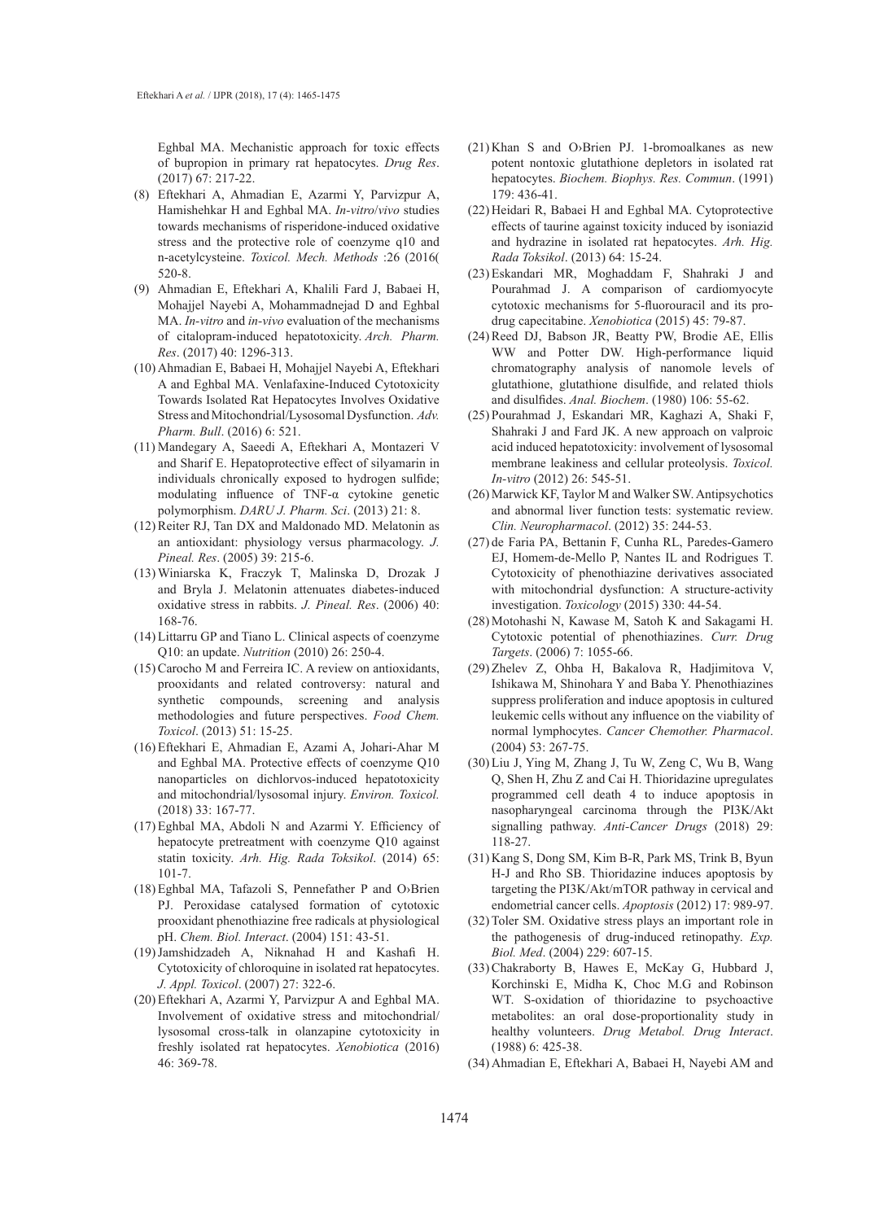Eghbal MA. Mechanistic approach for toxic effects of bupropion in primary rat hepatocytes. *Drug Res*. (2017) 67: 217-22.

(8) Eftekhari A, Ahmadian E, Azarmi Y, Parvizpur A, Hamishehkar H and Eghbal MA. *In-vitro*/*vivo* studies towards mechanisms of risperidone-induced oxidative stress and the protective role of coenzyme q10 and n-acetylcysteine. *Toxicol. Mech. Methods* :26 (2016( 520-8.

(9) Ahmadian E, Eftekhari A, Khalili Fard J, Babaei H, Mohajjel Nayebi A, Mohammadnejad D and Eghbal MA. *In-vitro* and *in-vivo* evaluation of the mechanisms of citalopram-induced hepatotoxicity. *Arch. Pharm. Res*. (2017) 40: 1296-313.

(10) Ahmadian E, Babaei H, Mohajjel Nayebi A, Eftekhari A and Eghbal MA. Venlafaxine-Induced Cytotoxicity Towards Isolated Rat Hepatocytes Involves Oxidative Stress and Mitochondrial/Lysosomal Dysfunction. *Adv. Pharm. Bull*. (2016) 6: 521.

(11) Mandegary A, Saeedi A, Eftekhari A, Montazeri V and Sharif E. Hepatoprotective effect of silyamarin in individuals chronically exposed to hydrogen sulfide; modulating influence of TNF-α cytokine genetic polymorphism. *DARU J. Pharm. Sci*. (2013) 21: 8.

(12) Reiter RJ, Tan DX and Maldonado MD. Melatonin as an antioxidant: physiology versus pharmacology. *J. Pineal. Res*. (2005) 39: 215-6.

(13) Winiarska K, Fraczyk T, Malinska D, Drozak J and Bryla J. Melatonin attenuates diabetes-induced oxidative stress in rabbits. *J. Pineal. Res*. (2006) 40: 168-76.

(14) Littarru GP and Tiano L. Clinical aspects of coenzyme Q10: an update. *Nutrition* (2010) 26: 250-4.

(15) Carocho M and Ferreira IC. A review on antioxidants, prooxidants and related controversy: natural and synthetic compounds, screening and analysis methodologies and future perspectives. *Food Chem. Toxicol*. (2013) 51: 15-25.

(16) Eftekhari E, Ahmadian E, Azami A, Johari-Ahar M and Eghbal MA. Protective effects of coenzyme Q10 nanoparticles on dichlorvos-induced hepatotoxicity and mitochondrial/lysosomal injury. *Environ. Toxicol.* (2018) 33: 167-77.

(17) Eghbal MA, Abdoli N and Azarmi Y. Efficiency of hepatocyte pretreatment with coenzyme Q10 against statin toxicity. *Arh. Hig. Rada Toksikol*. (2014) 65: 101-7.

(18) Eghbal MA, Tafazoli S, Pennefather P and O›Brien PJ. Peroxidase catalysed formation of cytotoxic prooxidant phenothiazine free radicals at physiological pH. *Chem. Biol. Interact*. (2004) 151: 43-51.

(19) Jamshidzadeh A, Niknahad H and Kashafi H. Cytotoxicity of chloroquine in isolated rat hepatocytes. *J. Appl. Toxicol*. (2007) 27: 322-6.

(20) Eftekhari A, Azarmi Y, Parvizpur A and Eghbal MA. Involvement of oxidative stress and mitochondrial/lysosomal cross-talk in olanzapine cytotoxicity in freshly isolated rat hepatocytes. *Xenobiotica* (2016) 46: 369-78.

(21) Khan S and O›Brien PJ. 1-bromoalkanes as new potent nontoxic glutathione depletors in isolated rat hepatocytes. *Biochem. Biophys. Res. Commun*. (1991) 179: 436-41.

(22) Heidari R, Babaei H and Eghbal MA. Cytoprotective effects of taurine against toxicity induced by isoniazid and hydrazine in isolated rat hepatocytes. *Arh. Hig. Rada Toksikol*. (2013) 64: 15-24.

(23) Eskandari MR, Moghaddam F, Shahraki J and Pourahmad J. A comparison of cardiomyocyte cytotoxic mechanisms for 5-fluorouracil and its pro-drug capecitabine. *Xenobiotica* (2015) 45: 79-87.

(24) Reed DJ, Babson JR, Beatty PW, Brodie AE, Ellis WW and Potter DW. High-performance liquid chromatography analysis of nanomole levels of glutathione, glutathione disulfide, and related thiols and disulfides. *Anal. Biochem*. (1980) 106: 55-62.

(25) Pourahmad J, Eskandari MR, Kaghazi A, Shaki F, Shahraki J and Fard JK. A new approach on valproic acid induced hepatotoxicity: involvement of lysosomal membrane leakiness and cellular proteolysis. *Toxicol. In-vitro* (2012) 26: 545-51.

(26) Marwick KF, Taylor M and Walker SW. Antipsychotics and abnormal liver function tests: systematic review. *Clin. Neuropharmacol*. (2012) 35: 244-53.

(27) de Faria PA, Bettanin F, Cunha RL, Paredes-Gamero EJ, Homem-de-Mello P, Nantes IL and Rodrigues T. Cytotoxicity of phenothiazine derivatives associated with mitochondrial dysfunction: A structure-activity investigation. *Toxicology* (2015) 330: 44-54.

(28) Motohashi N, Kawase M, Satoh K and Sakagami H. Cytotoxic potential of phenothiazines. *Curr. Drug Targets*. (2006) 7: 1055-66.

(29) Zhelev Z, Ohba H, Bakalova R, Hadjimitova V, Ishikawa M, Shinohara Y and Baba Y. Phenothiazines suppress proliferation and induce apoptosis in cultured leukemic cells without any influence on the viability of normal lymphocytes. *Cancer Chemother. Pharmacol*. (2004) 53: 267-75.

(30) Liu J, Ying M, Zhang J, Tu W, Zeng C, Wu B, Wang Q, Shen H, Zhu Z and Cai H. Thioridazine upregulates programmed cell death 4 to induce apoptosis in nasopharyngeal carcinoma through the PI3K/Akt signalling pathway. *Anti-Cancer Drugs* (2018) 29: 118-27.

(31) Kang S, Dong SM, Kim B-R, Park MS, Trink B, Byun H-J and Rho SB. Thioridazine induces apoptosis by targeting the PI3K/Akt/mTOR pathway in cervical and endometrial cancer cells. *Apoptosis* (2012) 17: 989-97.

(32) Toler SM. Oxidative stress plays an important role in the pathogenesis of drug-induced retinopathy. *Exp. Biol. Med*. (2004) 229: 607-15.

(33) Chakraborty B, Hawes E, McKay G, Hubbard J, Korchinski E, Midha K, Choc M.G and Robinson WT. S-oxidation of thioridazine to psychoactive metabolites: an oral dose-proportionality study in healthy volunteers. *Drug Metabol. Drug Interact*. (1988) 6: 425-38.

(34) Ahmadian E, Eftekhari A, Babaei H, Nayebi AM and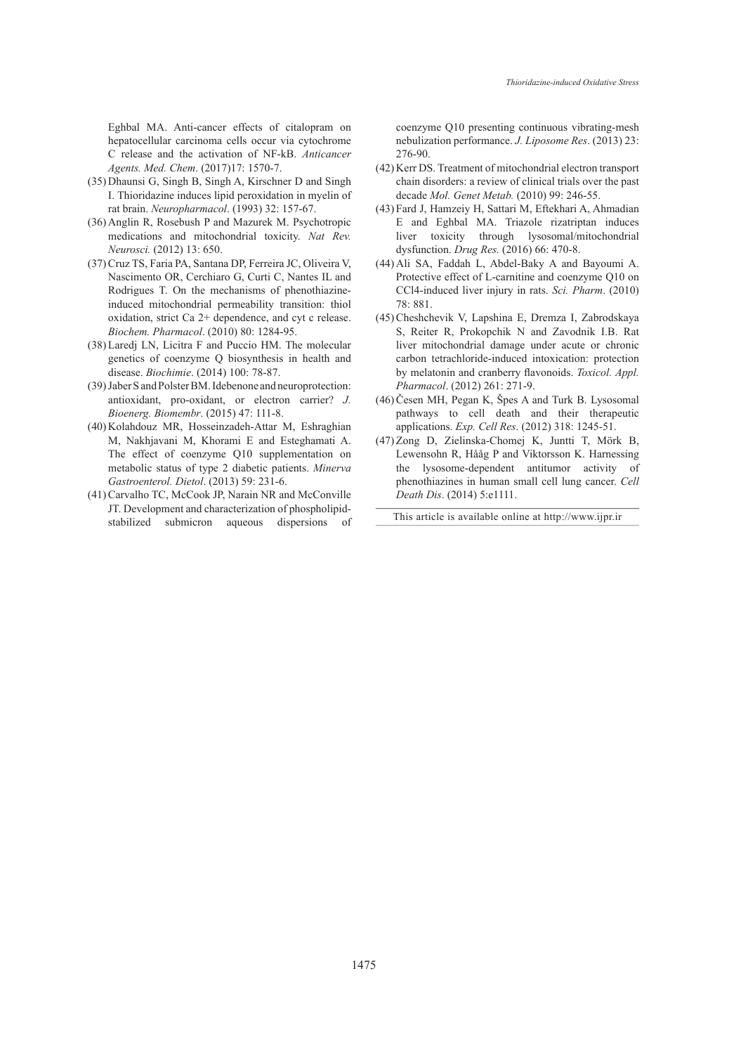Eghbal MA. Anti-cancer effects of citalopram on hepatocellular carcinoma cells occur via cytochrome C release and the activation of NF-kB. *Anticancer Agents. Med. Chem*. (2017)17: 1570-7.

(35) Dhaunsi G, Singh B, Singh A, Kirschner D and Singh I. Thioridazine induces lipid peroxidation in myelin of rat brain. *Neuropharmacol*. (1993) 32: 157-67.

(36) Anglin R, Rosebush P and Mazurek M. Psychotropic medications and mitochondrial toxicity. *Nat Rev. Neurosci.* (2012) 13: 650.

(37) Cruz TS, Faria PA, Santana DP, Ferreira JC, Oliveira V, Nascimento OR, Cerchiaro G, Curti C, Nantes IL and Rodrigues T. On the mechanisms of phenothiazine-induced mitochondrial permeability transition: thiol oxidation, strict Ca 2+ dependence, and cyt c release. *Biochem. Pharmacol*. (2010) 80: 1284-95.

(38) Laredj LN, Licitra F and Puccio HM. The molecular genetics of coenzyme Q biosynthesis in health and disease. *Biochimie*. (2014) 100: 78-87.

(39) Jaber S and Polster BM. Idebenone and neuroprotection: antioxidant, pro-oxidant, or electron carrier? *J. Bioenerg. Biomembr*. (2015) 47: 111-8.

(40) Kolahdouz MR, Hosseinzadeh-Attar M, Eshraghian M, Nakhjavani M, Khorami E and Esteghamati A. The effect of coenzyme Q10 supplementation on metabolic status of type 2 diabetic patients. *Minerva Gastroenterol. Dietol*. (2013) 59: 231-6.

(41) Carvalho TC, McCook JP, Narain NR and McConville JT. Development and characterization of phospholipid-stabilized submicron aqueous dispersions of coenzyme Q10 presenting continuous vibrating-mesh nebulization performance. *J. Liposome Res*. (2013) 23: 276-90.

(42) Kerr DS. Treatment of mitochondrial electron transport chain disorders: a review of clinical trials over the past decade *Mol. Genet Metab.* (2010) 99: 246-55.

(43) Fard J, Hamzeiy H, Sattari M, Eftekhari A, Ahmadian E and Eghbal MA. Triazole rizatriptan induces liver toxicity through lysosomal/mitochondrial dysfunction. *Drug Res.* (2016) 66: 470-8.

(44) Ali SA, Faddah L, Abdel-Baky A and Bayoumi A. Protective effect of L-carnitine and coenzyme Q10 on CCl4-induced liver injury in rats. *Sci. Pharm*. (2010) 78: 881.

(45) Cheshchevik V, Lapshina E, Dremza I, Zabrodskaya S, Reiter R, Prokopchik N and Zavodnik I.B. Rat liver mitochondrial damage under acute or chronic carbon tetrachloride-induced intoxication: protection by melatonin and cranberry flavonoids. *Toxicol. Appl. Pharmacol*. (2012) 261: 271-9.

(46) Česen MH, Pegan K, Špes A and Turk B. Lysosomal pathways to cell death and their therapeutic applications. *Exp. Cell Res*. (2012) 318: 1245-51.

(47) Zong D, Zielinska-Chomej K, Juntti T, Mörk B, Lewensohn R, Hååg P and Viktorsson K. Harnessing the lysosome-dependent antitumor activity of phenothiazines in human small cell lung cancer. *Cell Death Dis*. (2014) 5:e1111.

This article is available online at http://www.ijpr.ir